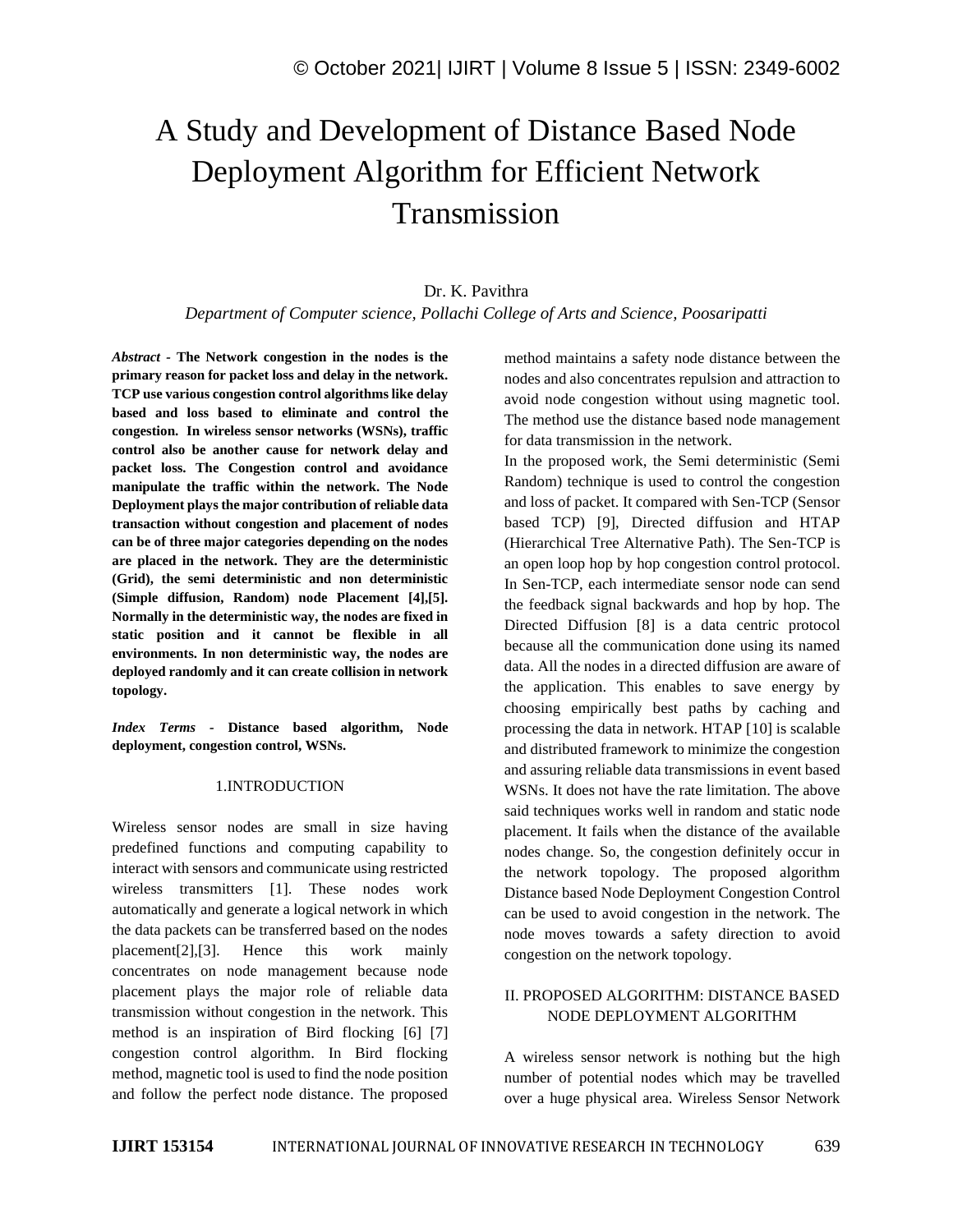# A Study and Development of Distance Based Node Deployment Algorithm for Efficient Network Transmission

Dr. K. Pavithra

*Department of Computer science, Pollachi College of Arts and Science, Poosaripatti*

***Abstract* - The Network congestion in the nodes is the primary reason for packet loss and delay in the network. TCP use various congestion control algorithms like delay based and loss based to eliminate and control the congestion. In wireless sensor networks (WSNs), traffic control also be another cause for network delay and packet loss. The Congestion control and avoidance manipulate the traffic within the network. The Node Deployment plays the major contribution of reliable data transaction without congestion and placement of nodes can be of three major categories depending on the nodes are placed in the network. They are the deterministic (Grid), the semi deterministic and non deterministic (Simple diffusion, Random) node Placement [4],[5]. Normally in the deterministic way, the nodes are fixed in static position and it cannot be flexible in all environments. In non deterministic way, the nodes are deployed randomly and it can create collision in network topology.**

***Index Terms* - Distance based algorithm, Node deployment, congestion control, WSNs.**

## 1.INTRODUCTION

Wireless sensor nodes are small in size having predefined functions and computing capability to interact with sensors and communicate using restricted wireless transmitters [1]. These nodes work automatically and generate a logical network in which the data packets can be transferred based on the nodes placement[2],[3]. Hence this work mainly concentrates on node management because node placement plays the major role of reliable data transmission without congestion in the network. This method is an inspiration of Bird flocking [6] [7] congestion control algorithm. In Bird flocking method, magnetic tool is used to find the node position and follow the perfect node distance. The proposed method maintains a safety node distance between the nodes and also concentrates repulsion and attraction to avoid node congestion without using magnetic tool. The method use the distance based node management for data transmission in the network.

In the proposed work, the Semi deterministic (Semi Random) technique is used to control the congestion and loss of packet. It compared with Sen-TCP (Sensor based TCP) [9], Directed diffusion and HTAP (Hierarchical Tree Alternative Path). The Sen-TCP is an open loop hop by hop congestion control protocol. In Sen-TCP, each intermediate sensor node can send the feedback signal backwards and hop by hop. The Directed Diffusion [8] is a data centric protocol because all the communication done using its named data. All the nodes in a directed diffusion are aware of the application. This enables to save energy by choosing empirically best paths by caching and processing the data in network. HTAP [10] is scalable and distributed framework to minimize the congestion and assuring reliable data transmissions in event based WSNs. It does not have the rate limitation. The above said techniques works well in random and static node placement. It fails when the distance of the available nodes change. So, the congestion definitely occur in the network topology. The proposed algorithm Distance based Node Deployment Congestion Control can be used to avoid congestion in the network. The node moves towards a safety direction to avoid congestion on the network topology.

## II. PROPOSED ALGORITHM: DISTANCE BASED NODE DEPLOYMENT ALGORITHM

A wireless sensor network is nothing but the high number of potential nodes which may be travelled over a huge physical area. Wireless Sensor Network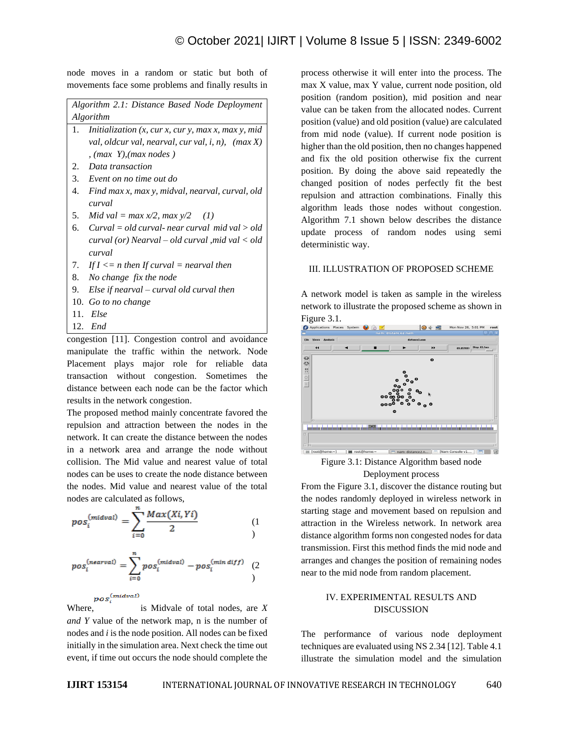node moves in a random or static but both of movements face some problems and finally results in congestion [11]. Congestion control and avoidance manipulate the traffic within the network. Node Placement plays major role for reliable data transaction without congestion. Sometimes the distance between each node can be the factor which results in the network congestion.

*Algorithm 2.1: Distance Based Node Deployment Algorithm*

1. *Initialization (x, cur x, cur y, max x, max y, mid val, oldcur val, nearval, cur val, i, n), (max X) , (max Y),(max nodes )*
2. *Data transaction*
3. *Event on no time out do*
4. *Find max x, max y, midval, nearval, curval, old curval*
5. *Mid val = max x/2, max y/2 (1)*
6. *Curval = old curval- near curval mid val > old curval (or) Nearval – old curval ,mid val < old curval*
7. *If I <= n then If curval = nearval then*
8. *No change fix the node*
9. *Else if nearval – curval old curval then*
10. *Go to no change*
11. *Else*
12. *End*

The proposed method mainly concentrate favored the repulsion and attraction between the nodes in the network. It can create the distance between the nodes in a network area and arrange the node without collision. The Mid value and nearest value of total nodes can be uses to create the node distance between the nodes. Mid value and nearest value of the total nodes are calculated as follows,

$$pos_i^{(midval)} = \sum_{i=0}^{n} \frac{Max(Xi, Yi)}{2} \qquad (1)$$

$$pos_i^{(nearval)} = \sum_{i=0}^{n} pos_i^{(midval)} - pos_i^{(min\ diff)} \qquad (2)$$

Where, $pos_i^{(midval)}$ is Midvale of total nodes, are *X and Y* value of the network map, n is the number of nodes and *i* is the node position. All nodes can be fixed initially in the simulation area. Next check the time out event, if time out occurs the node should complete the process otherwise it will enter into the process. The max X value, max Y value, current node position, old position (random position), mid position and near value can be taken from the allocated nodes. Current position (value) and old position (value) are calculated from mid node (value). If current node position is higher than the old position, then no changes happened and fix the old position otherwise fix the current position. By doing the above said repeatedly the changed position of nodes perfectly fit the best repulsion and attraction combinations. Finally this algorithm leads those nodes without congestion. Algorithm 7.1 shown below describes the distance update process of random nodes using semi deterministic way.

## III. ILLUSTRATION OF PROPOSED SCHEME

A network model is taken as sample in the wireless network to illustrate the proposed scheme as shown in Figure 3.1.

Figure 3.1: Distance Algorithm based node Deployment process

From the Figure 3.1, discover the distance routing but the nodes randomly deployed in wireless network in starting stage and movement based on repulsion and attraction in the Wireless network. In network area distance algorithm forms non congested nodes for data transmission. First this method finds the mid node and arranges and changes the position of remaining nodes near to the mid node from random placement.

## IV. EXPERIMENTAL RESULTS AND DISCUSSION

The performance of various node deployment techniques are evaluated using NS 2.34 [12]. Table 4.1 illustrate the simulation model and the simulation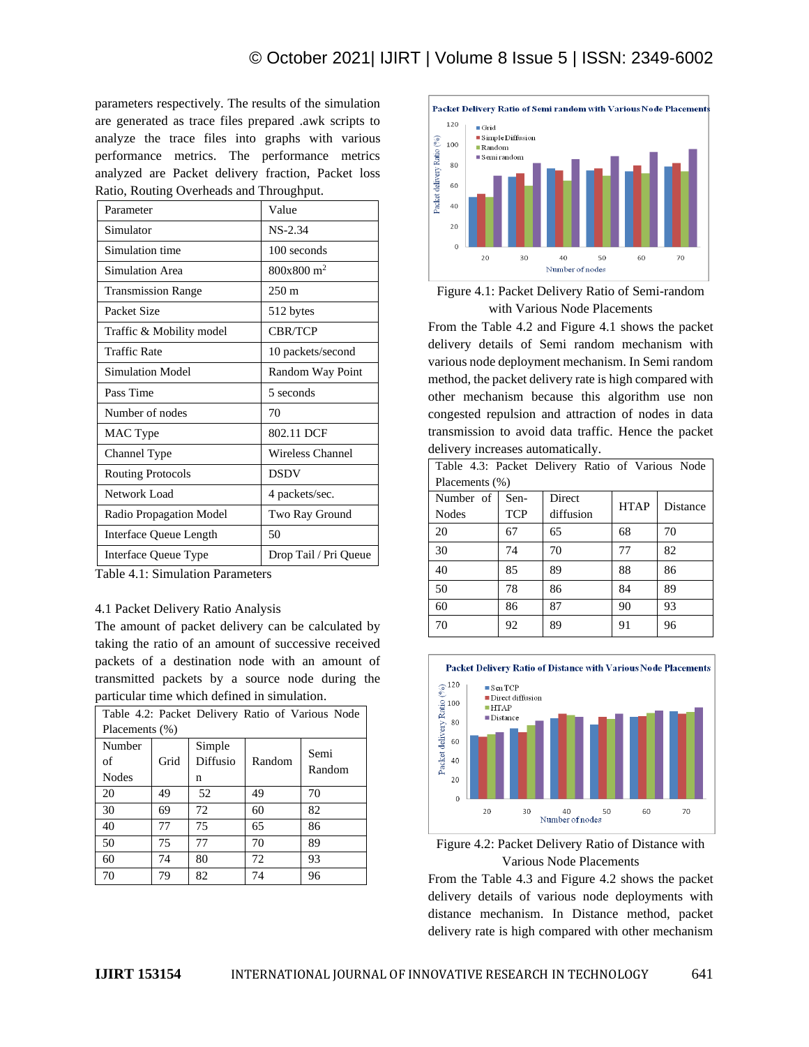parameters respectively. The results of the simulation are generated as trace files prepared .awk scripts to analyze the trace files into graphs with various performance metrics. The performance metrics analyzed are Packet delivery fraction, Packet loss Ratio, Routing Overheads and Throughput.

| Parameter | Value |
|---|---|
| Simulator | NS-2.34 |
| Simulation time | 100 seconds |
| Simulation Area | 800x800 $m^2$ |
| Transmission Range | 250 m |
| Packet Size | 512 bytes |
| Traffic & Mobility model | CBR/TCP |
| Traffic Rate | 10 packets/second |
| Simulation Model | Random Way Point |
| Pass Time | 5 seconds |
| Number of nodes | 70 |
| MAC Type | 802.11 DCF |
| Channel Type | Wireless Channel |
| Routing Protocols | DSDV |
| Network Load | 4 packets/sec. |
| Radio Propagation Model | Two Ray Ground |
| Interface Queue Length | 50 |
| Interface Queue Type | Drop Tail / Pri Queue |

Table 4.1: Simulation Parameters

4.1 Packet Delivery Ratio Analysis

The amount of packet delivery can be calculated by taking the ratio of an amount of successive received packets of a destination node with an amount of transmitted packets by a source node during the particular time which defined in simulation.

Table 4.2: Packet Delivery Ratio of Various Node Placements (%)

| Number of Nodes | Grid | Simple Diffusion | Random | Semi Random |
|---|---|---|---|---|
| 20 | 49 | 52 | 49 | 70 |
| 30 | 69 | 72 | 60 | 82 |
| 40 | 77 | 75 | 65 | 86 |
| 50 | 75 | 77 | 70 | 89 |
| 60 | 74 | 80 | 72 | 93 |
| 70 | 79 | 82 | 74 | 96 |

Figure 4.1: Packet Delivery Ratio of Semi-random with Various Node Placements

From the Table 4.2 and Figure 4.1 shows the packet delivery details of Semi random mechanism with various node deployment mechanism. In Semi random method, the packet delivery rate is high compared with other mechanism because this algorithm use non congested repulsion and attraction of nodes in data transmission to avoid data traffic. Hence the packet delivery increases automatically.

Table 4.3: Packet Delivery Ratio of Various Node Placements (%)

| Number of Nodes | Sen-TCP | Direct diffusion | HTAP | Distance |
|---|---|---|---|---|
| 20 | 67 | 65 | 68 | 70 |
| 30 | 74 | 70 | 77 | 82 |
| 40 | 85 | 89 | 88 | 86 |
| 50 | 78 | 86 | 84 | 89 |
| 60 | 86 | 87 | 90 | 93 |
| 70 | 92 | 89 | 91 | 96 |

Figure 4.2: Packet Delivery Ratio of Distance with Various Node Placements

From the Table 4.3 and Figure 4.2 shows the packet delivery details of various node deployments with distance mechanism. In Distance method, packet delivery rate is high compared with other mechanism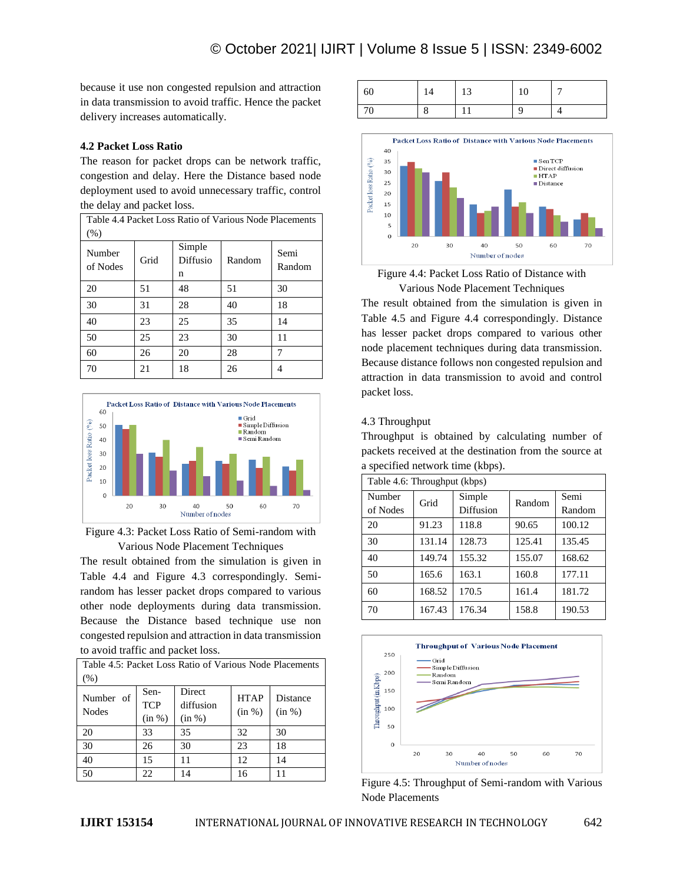because it use non congested repulsion and attraction in data transmission to avoid traffic. Hence the packet delivery increases automatically.

### 4.2 Packet Loss Ratio

The reason for packet drops can be network traffic, congestion and delay. Here the Distance based node deployment used to avoid unnecessary traffic, control the delay and packet loss.

Table 4.4 Packet Loss Ratio of Various Node Placements (%)

| Number of Nodes | Grid | Simple Diffusion | Random | Semi Random |
|---|---|---|---|---|
| 20 | 51 | 48 | 51 | 30 |
| 30 | 31 | 28 | 40 | 18 |
| 40 | 23 | 25 | 35 | 14 |
| 50 | 25 | 23 | 30 | 11 |
| 60 | 26 | 20 | 28 | 7 |
| 70 | 21 | 18 | 26 | 4 |

Figure 4.3: Packet Loss Ratio of Semi-random with Various Node Placement Techniques

The result obtained from the simulation is given in Table 4.4 and Figure 4.3 correspondingly. Semi-random has lesser packet drops compared to various other node deployments during data transmission. Because the Distance based technique use non congested repulsion and attraction in data transmission to avoid traffic and packet loss.

Table 4.5: Packet Loss Ratio of Various Node Placements (%)

| Number of Nodes | Sen-TCP (in %) | Direct diffusion (in %) | HTAP (in %) | Distance (in %) |
|---|---|---|---|---|
| 20 | 33 | 35 | 32 | 30 |
| 30 | 26 | 30 | 23 | 18 |
| 40 | 15 | 11 | 12 | 14 |
| 50 | 22 | 14 | 16 | 11 |
| 60 | 14 | 13 | 10 | 7 |
| 70 | 8 | 11 | 9 | 4 |

Figure 4.4: Packet Loss Ratio of Distance with Various Node Placement Techniques

The result obtained from the simulation is given in Table 4.5 and Figure 4.4 correspondingly. Distance has lesser packet drops compared to various other node placement techniques during data transmission. Because distance follows non congested repulsion and attraction in data transmission to avoid and control packet loss.

### 4.3 Throughput

Throughput is obtained by calculating number of packets received at the destination from the source at a specified network time (kbps).

Table 4.6: Throughput (kbps)

| Number of Nodes | Grid | Simple Diffusion | Random | Semi Random |
|---|---|---|---|---|
| 20 | 91.23 | 118.8 | 90.65 | 100.12 |
| 30 | 131.14 | 128.73 | 125.41 | 135.45 |
| 40 | 149.74 | 155.32 | 155.07 | 168.62 |
| 50 | 165.6 | 163.1 | 160.8 | 177.11 |
| 60 | 168.52 | 170.5 | 161.4 | 181.72 |
| 70 | 167.43 | 176.34 | 158.8 | 190.53 |

Figure 4.5: Throughput of Semi-random with Various Node Placements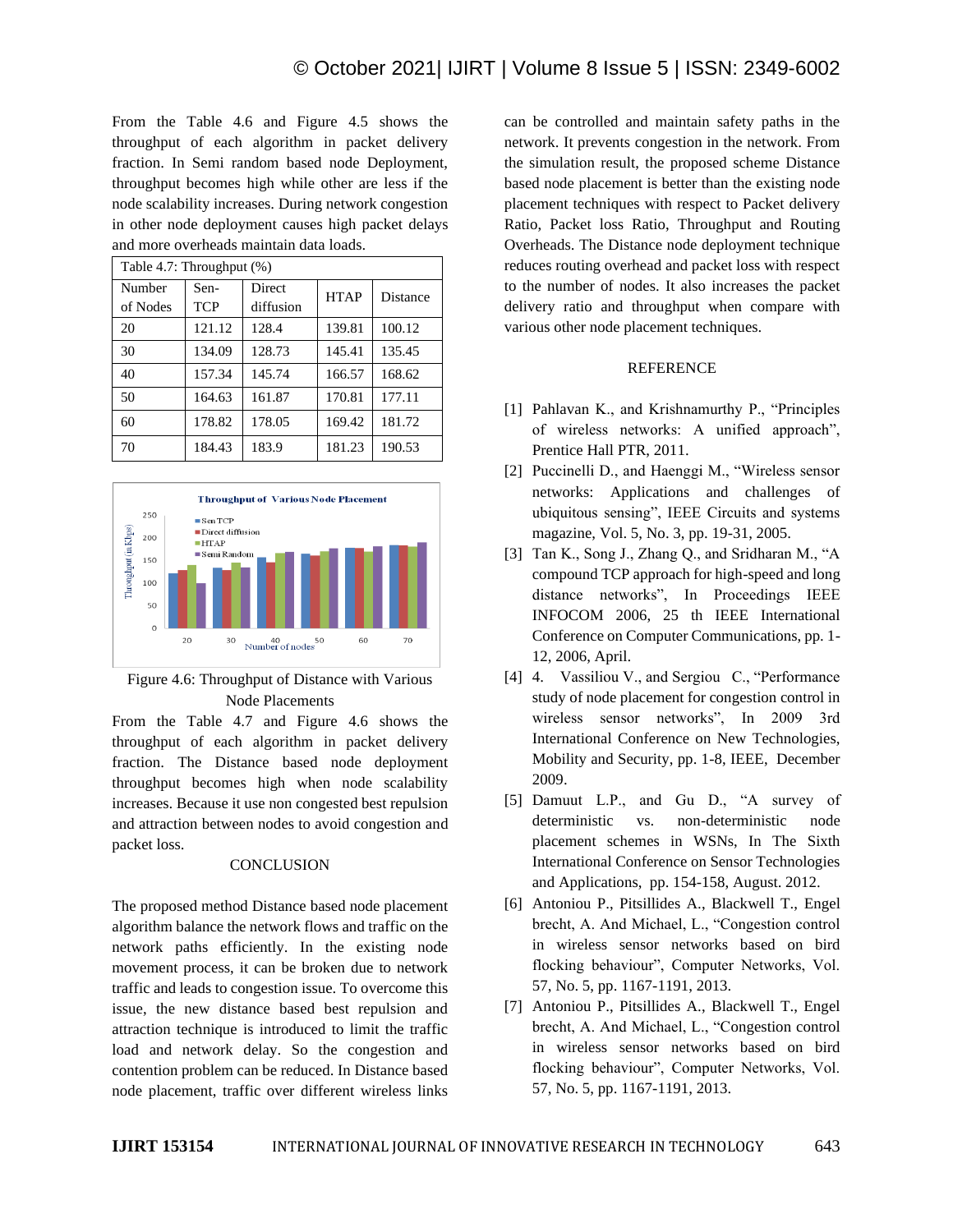From the Table 4.6 and Figure 4.5 shows the throughput of each algorithm in packet delivery fraction. In Semi random based node Deployment, throughput becomes high while other are less if the node scalability increases. During network congestion in other node deployment causes high packet delays and more overheads maintain data loads.

| Table 4.7: Throughput (%) | | | | |
|---|---|---|---|---|
| Number of Nodes | Sen-TCP | Direct diffusion | HTAP | Distance |
| 20 | 121.12 | 128.4 | 139.81 | 100.12 |
| 30 | 134.09 | 128.73 | 145.41 | 135.45 |
| 40 | 157.34 | 145.74 | 166.57 | 168.62 |
| 50 | 164.63 | 161.87 | 170.81 | 177.11 |
| 60 | 178.82 | 178.05 | 169.42 | 181.72 |
| 70 | 184.43 | 183.9 | 181.23 | 190.53 |

Figure 4.6: Throughput of Distance with Various Node Placements

From the Table 4.7 and Figure 4.6 shows the throughput of each algorithm in packet delivery fraction. The Distance based node deployment throughput becomes high when node scalability increases. Because it use non congested best repulsion and attraction between nodes to avoid congestion and packet loss.

## CONCLUSION

The proposed method Distance based node placement algorithm balance the network flows and traffic on the network paths efficiently. In the existing node movement process, it can be broken due to network traffic and leads to congestion issue. To overcome this issue, the new distance based best repulsion and attraction technique is introduced to limit the traffic load and network delay. So the congestion and contention problem can be reduced. In Distance based node placement, traffic over different wireless links can be controlled and maintain safety paths in the network. It prevents congestion in the network. From the simulation result, the proposed scheme Distance based node placement is better than the existing node placement techniques with respect to Packet delivery Ratio, Packet loss Ratio, Throughput and Routing Overheads. The Distance node deployment technique reduces routing overhead and packet loss with respect to the number of nodes. It also increases the packet delivery ratio and throughput when compare with various other node placement techniques.

## REFERENCE

[1] Pahlavan K., and Krishnamurthy P., "Principles of wireless networks: A unified approach", Prentice Hall PTR, 2011.

[2] Puccinelli D., and Haenggi M., "Wireless sensor networks: Applications and challenges of ubiquitous sensing", IEEE Circuits and systems magazine, Vol. 5, No. 3, pp. 19-31, 2005.

[3] Tan K., Song J., Zhang Q., and Sridharan M., "A compound TCP approach for high-speed and long distance networks", In Proceedings IEEE INFOCOM 2006, 25 th IEEE International Conference on Computer Communications, pp. 1-12, 2006, April.

[4] 4. Vassiliou V., and Sergiou C., "Performance study of node placement for congestion control in wireless sensor networks", In 2009 3rd International Conference on New Technologies, Mobility and Security, pp. 1-8, IEEE, December 2009.

[5] Damuut L.P., and Gu D., "A survey of deterministic vs. non-deterministic node placement schemes in WSNs, In The Sixth International Conference on Sensor Technologies and Applications, pp. 154-158, August. 2012.

[6] Antoniou P., Pitsillides A., Blackwell T., Engel brecht, A. And Michael, L., "Congestion control in wireless sensor networks based on bird flocking behaviour", Computer Networks, Vol. 57, No. 5, pp. 1167-1191, 2013.

[7] Antoniou P., Pitsillides A., Blackwell T., Engel brecht, A. And Michael, L., "Congestion control in wireless sensor networks based on bird flocking behaviour", Computer Networks, Vol. 57, No. 5, pp. 1167-1191, 2013.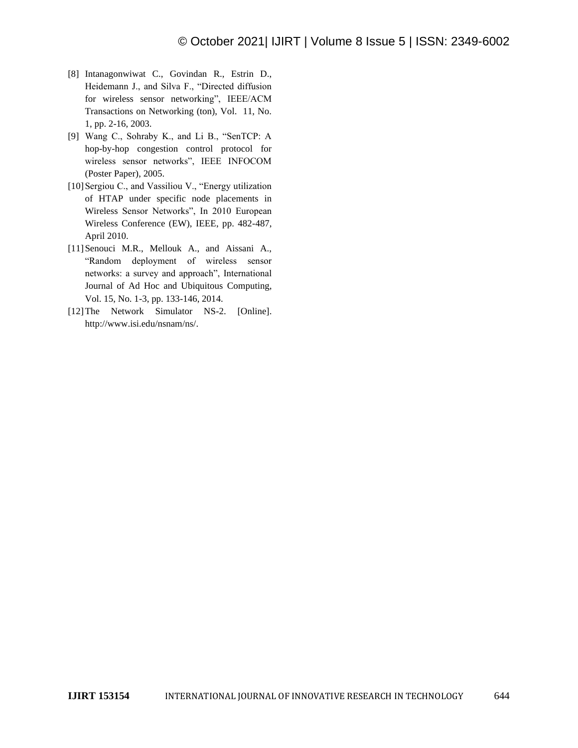[8] Intanagonwiwat C., Govindan R., Estrin D., Heidemann J., and Silva F., "Directed diffusion for wireless sensor networking", IEEE/ACM Transactions on Networking (ton), Vol. 11, No. 1, pp. 2-16, 2003.

[9] Wang C., Sohraby K., and Li B., "SenTCP: A hop-by-hop congestion control protocol for wireless sensor networks", IEEE INFOCOM (Poster Paper), 2005.

[10] Sergiou C., and Vassiliou V., "Energy utilization of HTAP under specific node placements in Wireless Sensor Networks", In 2010 European Wireless Conference (EW), IEEE, pp. 482-487, April 2010.

[11] Senouci M.R., Mellouk A., and Aissani A., "Random deployment of wireless sensor networks: a survey and approach", International Journal of Ad Hoc and Ubiquitous Computing, Vol. 15, No. 1-3, pp. 133-146, 2014.

[12] The Network Simulator NS-2. [Online]. http://www.isi.edu/nsnam/ns/.